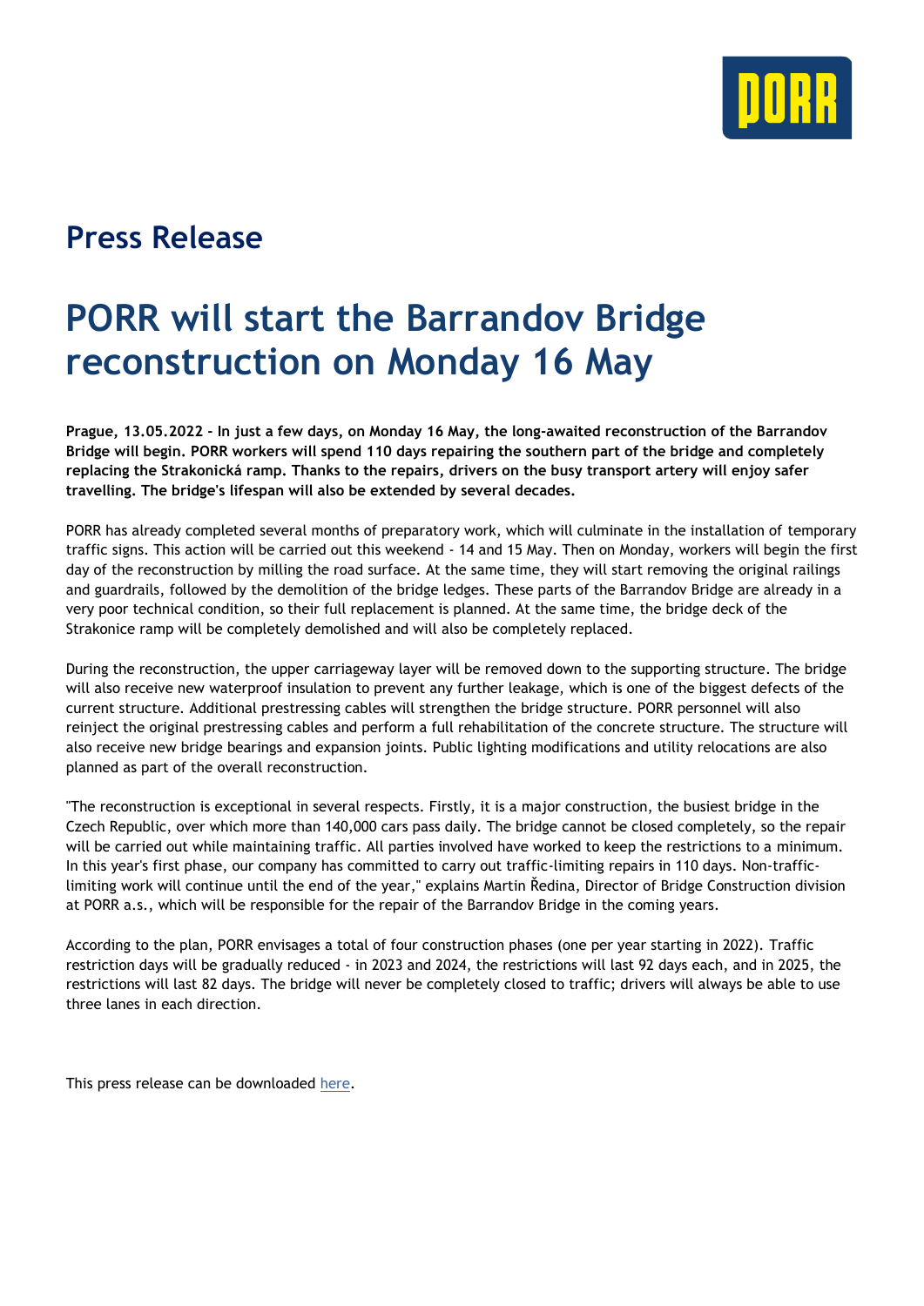## Press Release

# PORR will start the Barrandov Bridge reconstruction on Monday 16 May

**Prague, 13.05.2022 - In just a few days, on Monday 16 May, the long-awaited reconstruction of the Barrandov Bridge will begin. PORR workers will spend 110 days repairing the southern part of the bridge and completely replacing the Strakonická ramp. Thanks to the repairs, drivers on the busy transport artery will enjoy safer travelling. The bridge's lifespan will also be extended by several decades.**

PORR has already completed several months of preparatory work, which will culminate in the installation of temporary traffic signs. This action will be carried out this weekend - 14 and 15 May. Then on Monday, workers will begin the first day of the reconstruction by milling the road surface. At the same time, they will start removing the original railings and guardrails, followed by the demolition of the bridge ledges. These parts of the Barrandov Bridge are already in a very poor technical condition, so their full replacement is planned. At the same time, the bridge deck of the Strakonice ramp will be completely demolished and will also be completely replaced.

During the reconstruction, the upper carriageway layer will be removed down to the supporting structure. The bridge will also receive new waterproof insulation to prevent any further leakage, which is one of the biggest defects of the current structure. Additional prestressing cables will strengthen the bridge structure. PORR personnel will also reinject the original prestressing cables and perform a full rehabilitation of the concrete structure. The structure will also receive new bridge bearings and expansion joints. Public lighting modifications and utility relocations are also planned as part of the overall reconstruction.

"The reconstruction is exceptional in several respects. Firstly, it is a major construction, the busiest bridge in the Czech Republic, over which more than 140,000 cars pass daily. The bridge cannot be closed completely, so the repair will be carried out while maintaining traffic. All parties involved have worked to keep the restrictions to a minimum. In this year's first phase, our company has committed to carry out traffic-limiting repairs in 110 days. Non-traffic-limiting work will continue until the end of the year," explains Martin Ředina, Director of Bridge Construction division at PORR a.s., which will be responsible for the repair of the Barrandov Bridge in the coming years.

According to the plan, PORR envisages a total of four construction phases (one per year starting in 2022). Traffic restriction days will be gradually reduced - in 2023 and 2024, the restrictions will last 92 days each, and in 2025, the restrictions will last 82 days. The bridge will never be completely closed to traffic; drivers will always be able to use three lanes in each direction.

This press release can be downloaded here.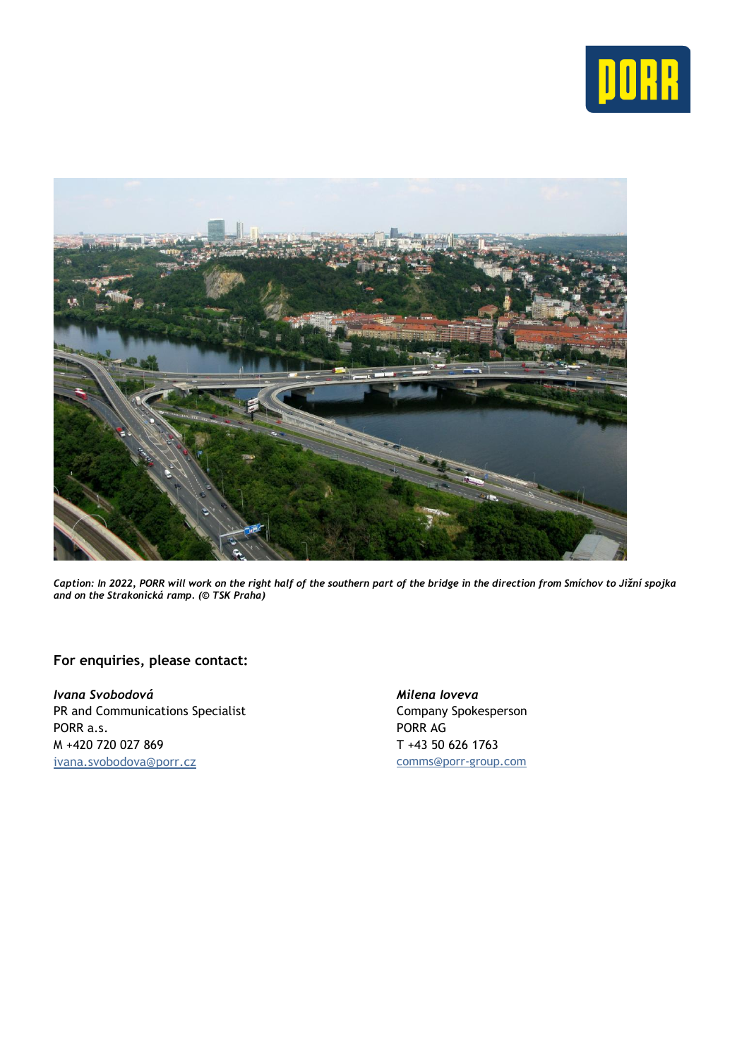*Caption: In 2022, PORR will work on the right half of the southern part of the bridge in the direction from Smíchov to Jižní spojka and on the Strakonická ramp. (© TSK Praha)*

**For enquiries, please contact:**

*Ivana Svobodová*
PR and Communications Specialist
PORR a.s.
M +420 720 027 869
ivana.svobodova@porr.cz

*Milena Ioveva*
Company Spokesperson
PORR AG
T +43 50 626 1763
comms@porr-group.com